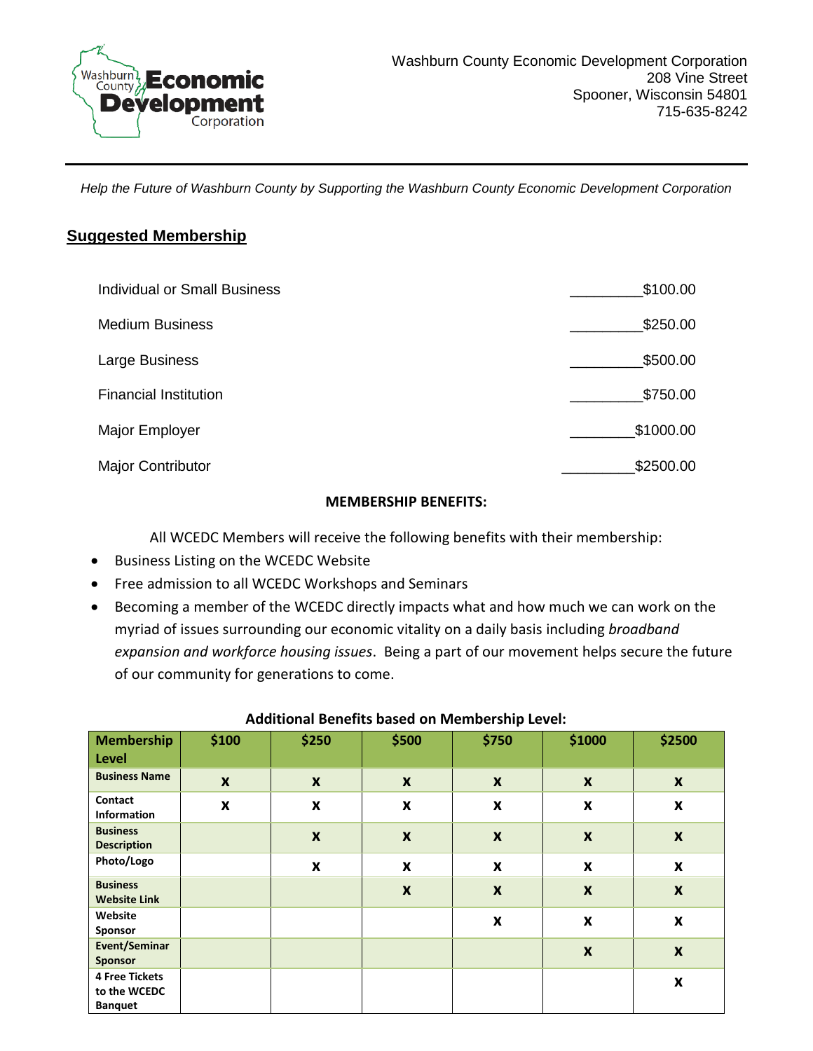Washburn County Economic Development Corporation
208 Vine Street
Spooner, Wisconsin 54801
715-635-8242

*Help the Future of Washburn County by Supporting the Washburn County Economic Development Corporation*

## Suggested Membership

| | |
|---|---|
| Individual or Small Business | _________$100.00 |
| Medium Business | _________$250.00 |
| Large Business | _________$500.00 |
| Financial Institution | _________$750.00 |
| Major Employer | ________$1000.00 |
| Major Contributor | _________$2500.00 |

**MEMBERSHIP BENEFITS:**

All WCEDC Members will receive the following benefits with their membership:

- Business Listing on the WCEDC Website
- Free admission to all WCEDC Workshops and Seminars
- Becoming a member of the WCEDC directly impacts what and how much we can work on the myriad of issues surrounding our economic vitality on a daily basis including *broadband expansion and workforce housing issues*. Being a part of our movement helps secure the future of our community for generations to come.

**Additional Benefits based on Membership Level:**

| Membership Level | $100 | $250 | $500 | $750 | $1000 | $2500 |
|---|---|---|---|---|---|---|
| **Business Name** | x | x | x | x | x | x |
| **Contact Information** | x | x | x | x | x | x |
| **Business Description** | | x | x | x | x | x |
| **Photo/Logo** | | x | x | x | x | x |
| **Business Website Link** | | | x | x | x | x |
| **Website Sponsor** | | | | x | x | x |
| **Event/Seminar Sponsor** | | | | | x | x |
| **4 Free Tickets to the WCEDC Banquet** | | | | | | x |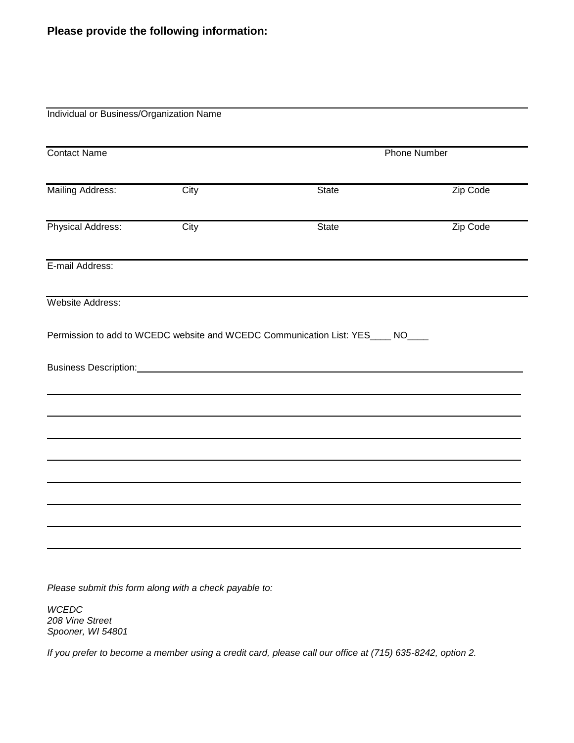**Please provide the following information:**

\_\_\_\_\_\_\_\_\_\_\_\_\_\_\_\_\_\_\_\_\_\_\_\_\_\_\_\_\_\_\_\_\_\_\_\_\_\_\_\_\_\_\_\_\_\_\_\_\_\_\_\_\_\_\_\_\_\_\_\_\_\_\_\_\_\_\_\_

Individual or Business/Organization Name

\_\_\_\_\_\_\_\_\_\_\_\_\_\_\_\_\_\_\_\_\_\_\_\_\_\_\_\_\_\_\_\_\_\_\_\_\_\_\_\_\_\_\_\_\_\_\_\_\_\_\_\_\_\_\_\_\_\_\_\_\_\_\_\_\_\_\_\_

Contact Name Phone Number

\_\_\_\_\_\_\_\_\_\_\_\_\_\_\_\_\_\_\_\_\_\_\_\_\_\_\_\_\_\_\_\_\_\_\_\_\_\_\_\_\_\_\_\_\_\_\_\_\_\_\_\_\_\_\_\_\_\_\_\_\_\_\_\_\_\_\_\_

Mailing Address: City State Zip Code

\_\_\_\_\_\_\_\_\_\_\_\_\_\_\_\_\_\_\_\_\_\_\_\_\_\_\_\_\_\_\_\_\_\_\_\_\_\_\_\_\_\_\_\_\_\_\_\_\_\_\_\_\_\_\_\_\_\_\_\_\_\_\_\_\_\_\_\_

Physical Address: City State Zip Code

\_\_\_\_\_\_\_\_\_\_\_\_\_\_\_\_\_\_\_\_\_\_\_\_\_\_\_\_\_\_\_\_\_\_\_\_\_\_\_\_\_\_\_\_\_\_\_\_\_\_\_\_\_\_\_\_\_\_\_\_\_\_\_\_\_\_\_\_

E-mail Address:

\_\_\_\_\_\_\_\_\_\_\_\_\_\_\_\_\_\_\_\_\_\_\_\_\_\_\_\_\_\_\_\_\_\_\_\_\_\_\_\_\_\_\_\_\_\_\_\_\_\_\_\_\_\_\_\_\_\_\_\_\_\_\_\_\_\_\_\_

Website Address:

Permission to add to WCEDC website and WCEDC Communication List: YES\_\_\_\_ NO\_\_\_\_

Business Description:\_\_\_\_\_\_\_\_\_\_\_\_\_\_\_\_\_\_\_\_\_\_\_\_\_\_\_\_\_\_\_\_\_\_\_\_\_\_\_\_\_\_\_\_\_\_\_\_\_\_\_\_\_\_\_\_

\_\_\_\_\_\_\_\_\_\_\_\_\_\_\_\_\_\_\_\_\_\_\_\_\_\_\_\_\_\_\_\_\_\_\_\_\_\_\_\_\_\_\_\_\_\_\_\_\_\_\_\_\_\_\_\_\_\_\_\_\_\_\_\_\_\_\_\_

\_\_\_\_\_\_\_\_\_\_\_\_\_\_\_\_\_\_\_\_\_\_\_\_\_\_\_\_\_\_\_\_\_\_\_\_\_\_\_\_\_\_\_\_\_\_\_\_\_\_\_\_\_\_\_\_\_\_\_\_\_\_\_\_\_\_\_\_

\_\_\_\_\_\_\_\_\_\_\_\_\_\_\_\_\_\_\_\_\_\_\_\_\_\_\_\_\_\_\_\_\_\_\_\_\_\_\_\_\_\_\_\_\_\_\_\_\_\_\_\_\_\_\_\_\_\_\_\_\_\_\_\_\_\_\_\_

\_\_\_\_\_\_\_\_\_\_\_\_\_\_\_\_\_\_\_\_\_\_\_\_\_\_\_\_\_\_\_\_\_\_\_\_\_\_\_\_\_\_\_\_\_\_\_\_\_\_\_\_\_\_\_\_\_\_\_\_\_\_\_\_\_\_\_\_

\_\_\_\_\_\_\_\_\_\_\_\_\_\_\_\_\_\_\_\_\_\_\_\_\_\_\_\_\_\_\_\_\_\_\_\_\_\_\_\_\_\_\_\_\_\_\_\_\_\_\_\_\_\_\_\_\_\_\_\_\_\_\_\_\_\_\_\_

\_\_\_\_\_\_\_\_\_\_\_\_\_\_\_\_\_\_\_\_\_\_\_\_\_\_\_\_\_\_\_\_\_\_\_\_\_\_\_\_\_\_\_\_\_\_\_\_\_\_\_\_\_\_\_\_\_\_\_\_\_\_\_\_\_\_\_\_

\_\_\_\_\_\_\_\_\_\_\_\_\_\_\_\_\_\_\_\_\_\_\_\_\_\_\_\_\_\_\_\_\_\_\_\_\_\_\_\_\_\_\_\_\_\_\_\_\_\_\_\_\_\_\_\_\_\_\_\_\_\_\_\_\_\_\_\_

\_\_\_\_\_\_\_\_\_\_\_\_\_\_\_\_\_\_\_\_\_\_\_\_\_\_\_\_\_\_\_\_\_\_\_\_\_\_\_\_\_\_\_\_\_\_\_\_\_\_\_\_\_\_\_\_\_\_\_\_\_\_\_\_\_\_\_\_

*Please submit this form along with a check payable to:*

*WCEDC*
*208 Vine Street*
*Spooner, WI 54801*

*If you prefer to become a member using a credit card, please call our office at (715) 635-8242, option 2.*